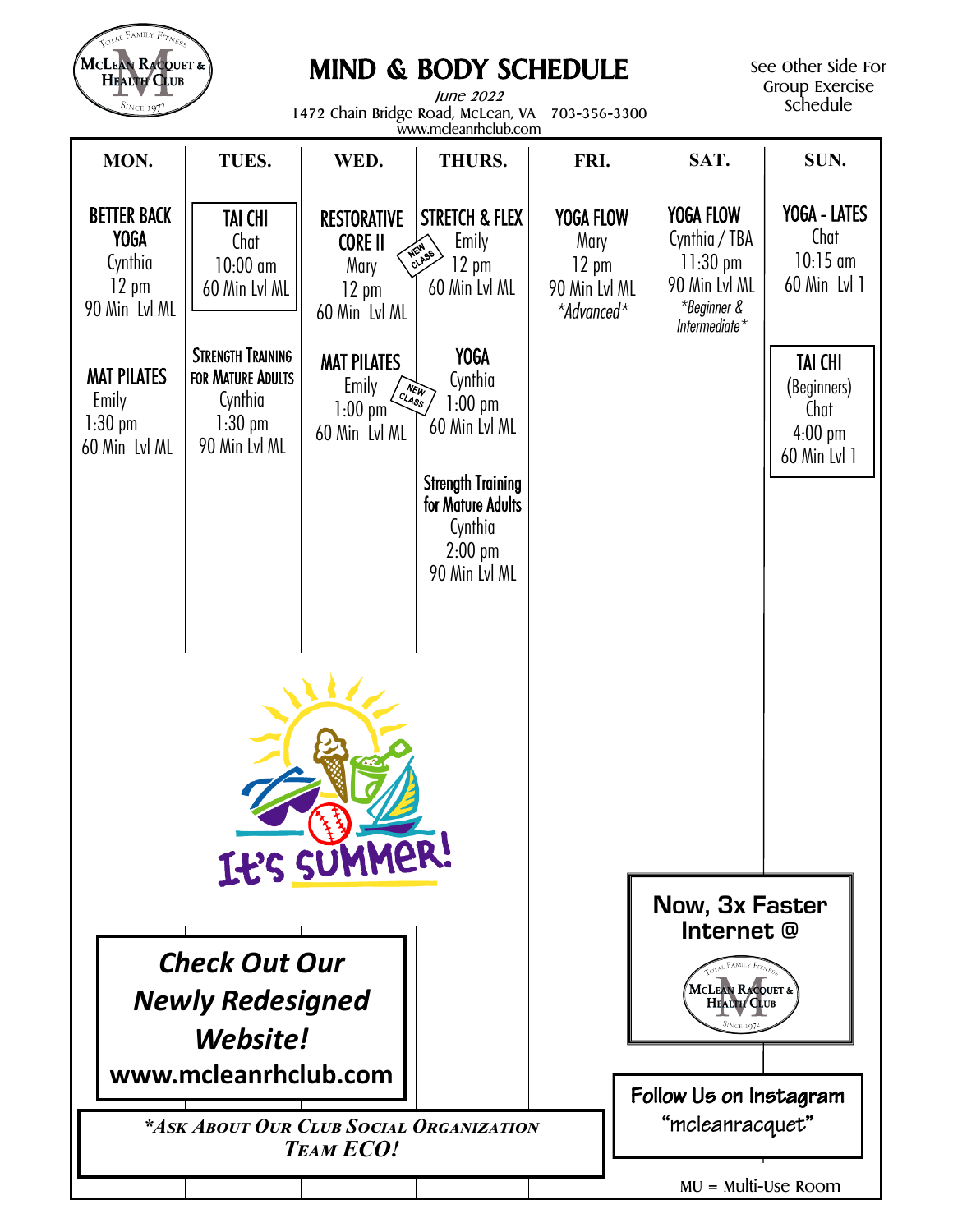McLean Racquet & Health Club — Total Family Fitness — Since 1972

# MIND & BODY SCHEDULE

*June 2022*

1472 Chain Bridge Road, McLean, VA 703-356-3300

www.mcleanrhclub.com

See Other Side For Group Exercise Schedule

| MON. | TUES. | WED. | THURS. | FRI. | SAT. | SUN. |
|---|---|---|---|---|---|---|
| **BETTER BACK YOGA** Cynthia 12 pm 90 Min Lvl ML | **TAI CHI** Chat 10:00 am 60 Min Lvl ML | **RESTORATIVE CORE II** (NEW CLASS) Mary 12 pm 60 Min Lvl ML | **STRETCH & FLEX** Emily 12 pm 60 Min Lvl ML | **YOGA FLOW** Mary 12 pm 90 Min Lvl ML *Advanced* | **YOGA FLOW** Cynthia / TBA 11:30 pm 90 Min Lvl ML *Beginner & Intermediate* | **YOGA - LATES** Chat 10:15 am 60 Min Lvl 1 |
| **MAT PILATES** Emily 1:30 pm 60 Min Lvl ML | **STRENGTH TRAINING FOR MATURE ADULTS** Cynthia 1:30 pm 90 Min Lvl ML | **MAT PILATES** (NEW CLASS) Emily 1:00 pm 60 Min Lvl ML | **YOGA** Cynthia 1:00 pm 60 Min Lvl ML | | | **TAI CHI** (Beginners) Chat 4:00 pm 60 Min Lvl 1 |
| | | | **Strength Training for Mature Adults** Cynthia 2:00 pm 90 Min Lvl ML | | | |

It's SUMMER!

**Check Out Our Newly Redesigned Website!**
**www.mcleanrhclub.com**

**Now, 3x Faster Internet @** McLean Racquet & Health Club

**Follow Us on Instagram "mcleanracquet"**

***Ask About Our Club Social Organization Team ECO!***

MU = Multi-Use Room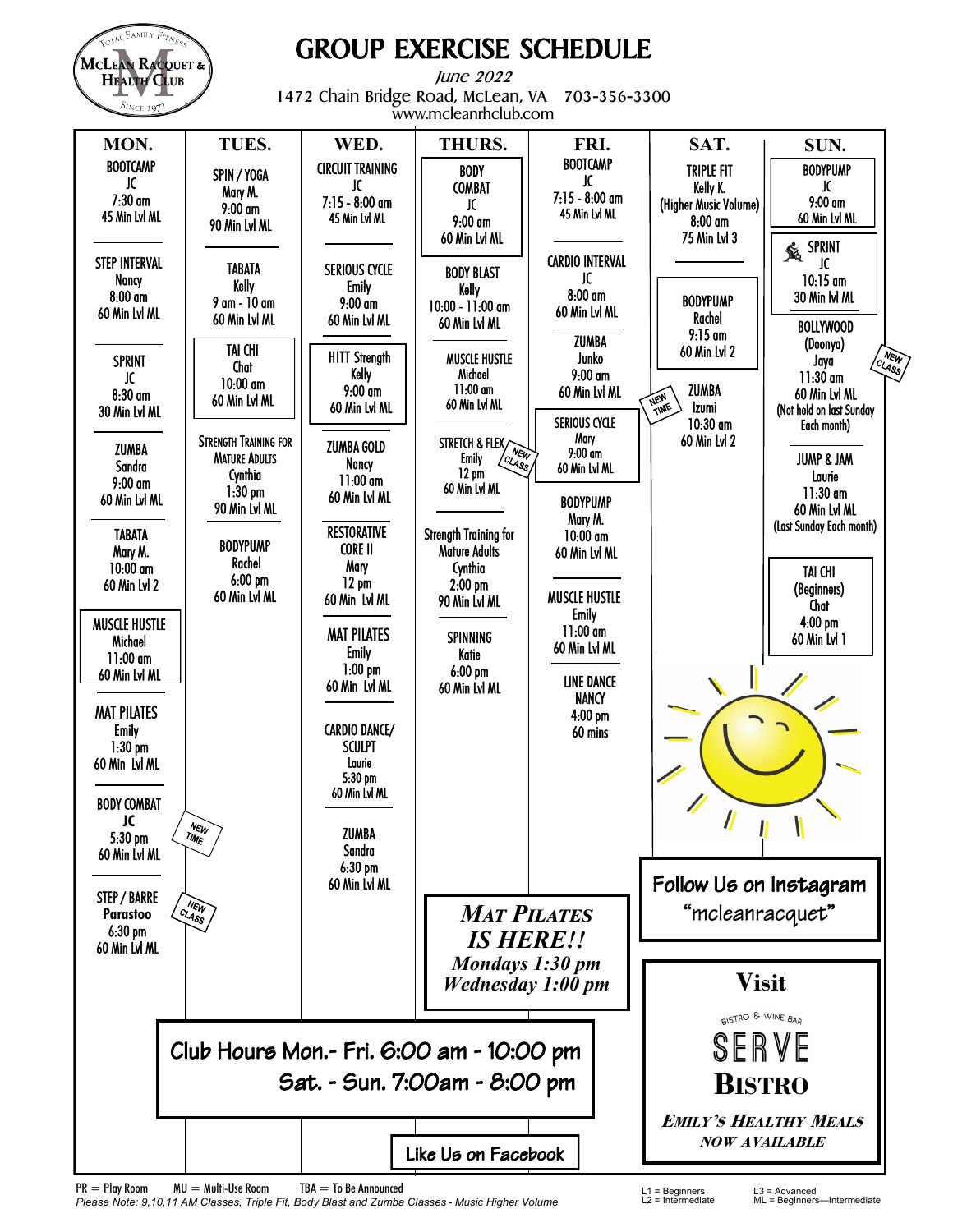Total Family Fitness
McLean Racquet & Health Club
Since 1972

# GROUP EXERCISE SCHEDULE

June 2022

1472 Chain Bridge Road, McLean, VA 703-356-3300
www.mcleanrhclub.com

## MON.

- BOOTCAMP, JC, 7:30 am, 45 Min Lvl ML
- STEP INTERVAL, Nancy, 8:00 am, 60 Min Lvl ML
- SPRINT, JC, 8:30 am, 30 Min Lvl ML
- ZUMBA, Sandra, 9:00 am, 60 Min Lvl ML
- TABATA, Mary M., 10:00 am, 60 Min Lvl 2
- MUSCLE HUSTLE, Michael, 11:00 am, 60 Min Lvl ML
- MAT PILATES, Emily, 1:30 pm, 60 Min Lvl ML
- BODY COMBAT, JC, 5:30 pm, 60 Min Lvl ML (NEW TIME)
- STEP / BARRE, Parastoo, 6:30 pm, 60 Min Lvl ML (NEW CLASS)

## TUES.

- SPIN / YOGA, Mary M., 9:00 am, 90 Min Lvl ML
- TABATA, Kelly, 9 am - 10 am, 60 Min Lvl ML
- TAI CHI, Chat, 10:00 am, 60 Min Lvl ML
- STRENGTH TRAINING FOR MATURE ADULTS, Cynthia, 1:30 pm, 90 Min Lvl ML
- BODYPUMP, Rachel, 6:00 pm, 60 Min Lvl ML

## WED.

- CIRCUIT TRAINING, JC, 7:15 - 8:00 am, 45 Min Lvl ML
- SERIOUS CYCLE, Emily, 9:00 am, 60 Min Lvl ML
- HIIT Strength, Kelly, 9:00 am, 60 Min Lvl ML
- ZUMBA GOLD, Nancy, 11:00 am, 60 Min Lvl ML
- RESTORATIVE CORE II, Mary, 12 pm, 60 Min Lvl ML
- MAT PILATES, Emily, 1:00 pm, 60 Min Lvl ML
- CARDIO DANCE/ SCULPT, Laurie, 5:30 pm, 60 Min Lvl ML
- ZUMBA, Sandra, 6:30 pm, 60 Min Lvl ML

## THURS.

- BODY COMBAT, JC, 9:00 am, 60 Min Lvl ML
- BODY BLAST, Kelly, 10:00 - 11:00 am, 60 Min Lvl ML
- MUSCLE HUSTLE, Michael, 11:00 am, 60 Min Lvl ML
- STRETCH & FLEX, Emily, 12 pm, 60 Min Lvl ML (NEW CLASS)
- Strength Training for Mature Adults, Cynthia, 2:00 pm, 90 Min Lvl ML
- SPINNING, Katie, 6:00 pm, 60 Min Lvl ML

## FRI.

- BOOTCAMP, JC, 7:15 - 8:00 am, 45 Min Lvl ML
- CARDIO INTERVAL, JC, 8:00 am, 60 Min Lvl ML
- ZUMBA, Junko, 9:00 am, 60 Min Lvl ML
- SERIOUS CYCLE, Mary, 9:00 am, 60 Min Lvl ML
- BODYPUMP, Mary M., 10:00 am, 60 Min Lvl ML
- MUSCLE HUSTLE, Emily, 11:00 am, 60 Min Lvl ML
- LINE DANCE, NANCY, 4:00 pm, 60 mins

## SAT.

- TRIPLE FIT, Kelly K. (Higher Music Volume), 8:00 am, 75 Min Lvl 3
- BODYPUMP, Rachel, 9:15 am, 60 Min Lvl 2
- ZUMBA, Izumi, 10:30 am, 60 Min Lvl 2 (NEW TIME)

## SUN.

- BODYPUMP, JC, 9:00 am, 60 Min Lvl ML
- SPRINT, JC, 10:15 am, 30 Min lvl ML
- BOLLYWOOD (Doonya), Jaya, 11:30 am, 60 Min Lvl ML (Not held on last Sunday Each month) (NEW CLASS)
- JUMP & JAM, Laurie, 11:30 am, 60 Min Lvl ML (Last Sunday Each month)
- TAI CHI (Beginners), Chat, 4:00 pm, 60 Min Lvl 1

***MAT PILATES IS HERE!!***
***Mondays 1:30 pm***
***Wednesday 1:00 pm***

Follow Us on Instagram
"mcleanracquet"

**Visit**
BISTRO & WINE BAR
SERVE
**BISTRO**
***EMILY'S HEALTHY MEALS NOW AVAILABLE***

**Club Hours Mon.- Fri. 6:00 am - 10:00 pm**
**Sat. - Sun. 7:00am - 8:00 pm**

Like Us on Facebook

PR = Play Room MU = Multi-Use Room TBA = To Be Announced

*Please Note: 9,10,11 AM Classes, Triple Fit, Body Blast and Zumba Classes - Music Higher Volume*

L1 = Beginners
L2 = Intermediate
L3 = Advanced
ML = Beginners—Intermediate